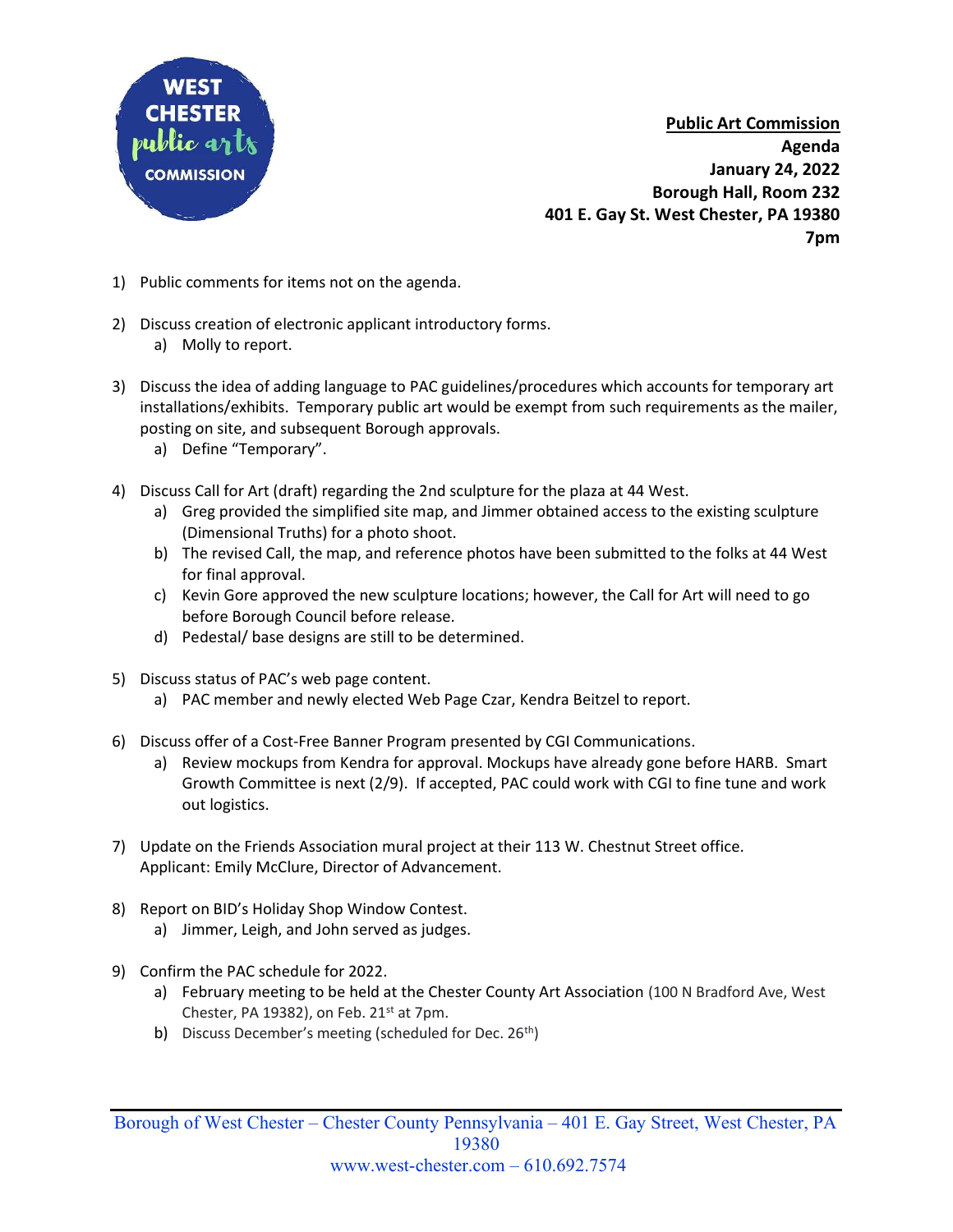**Public Art Commission**
**Agenda**
**January 24, 2022**
**Borough Hall, Room 232**
**401 E. Gay St. West Chester, PA 19380**
**7pm**

1) Public comments for items not on the agenda.

2) Discuss creation of electronic applicant introductory forms.
   a) Molly to report.

3) Discuss the idea of adding language to PAC guidelines/procedures which accounts for temporary art installations/exhibits. Temporary public art would be exempt from such requirements as the mailer, posting on site, and subsequent Borough approvals.
   a) Define "Temporary".

4) Discuss Call for Art (draft) regarding the 2nd sculpture for the plaza at 44 West.
   a) Greg provided the simplified site map, and Jimmer obtained access to the existing sculpture (Dimensional Truths) for a photo shoot.
   b) The revised Call, the map, and reference photos have been submitted to the folks at 44 West for final approval.
   c) Kevin Gore approved the new sculpture locations; however, the Call for Art will need to go before Borough Council before release.
   d) Pedestal/ base designs are still to be determined.

5) Discuss status of PAC's web page content.
   a) PAC member and newly elected Web Page Czar, Kendra Beitzel to report.

6) Discuss offer of a Cost-Free Banner Program presented by CGI Communications.
   a) Review mockups from Kendra for approval. Mockups have already gone before HARB. Smart Growth Committee is next (2/9). If accepted, PAC could work with CGI to fine tune and work out logistics.

7) Update on the Friends Association mural project at their 113 W. Chestnut Street office. Applicant: Emily McClure, Director of Advancement.

8) Report on BID's Holiday Shop Window Contest.
   a) Jimmer, Leigh, and John served as judges.

9) Confirm the PAC schedule for 2022.
   a) February meeting to be held at the Chester County Art Association (100 N Bradford Ave, West Chester, PA 19382), on Feb. 21st at 7pm.
   b) Discuss December's meeting (scheduled for Dec. 26th)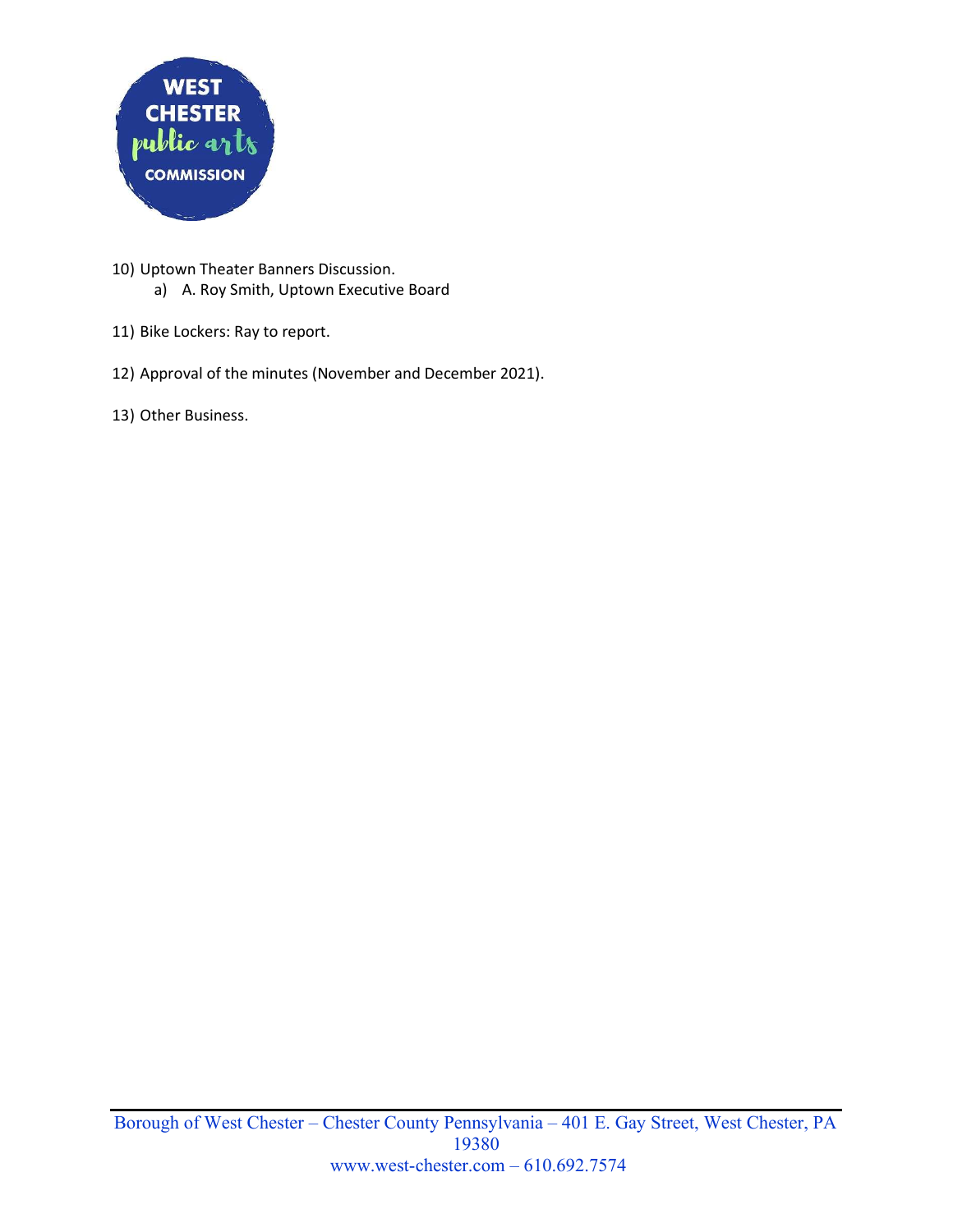10) Uptown Theater Banners Discussion.
   a) A. Roy Smith, Uptown Executive Board

11) Bike Lockers: Ray to report.

12) Approval of the minutes (November and December 2021).

13) Other Business.